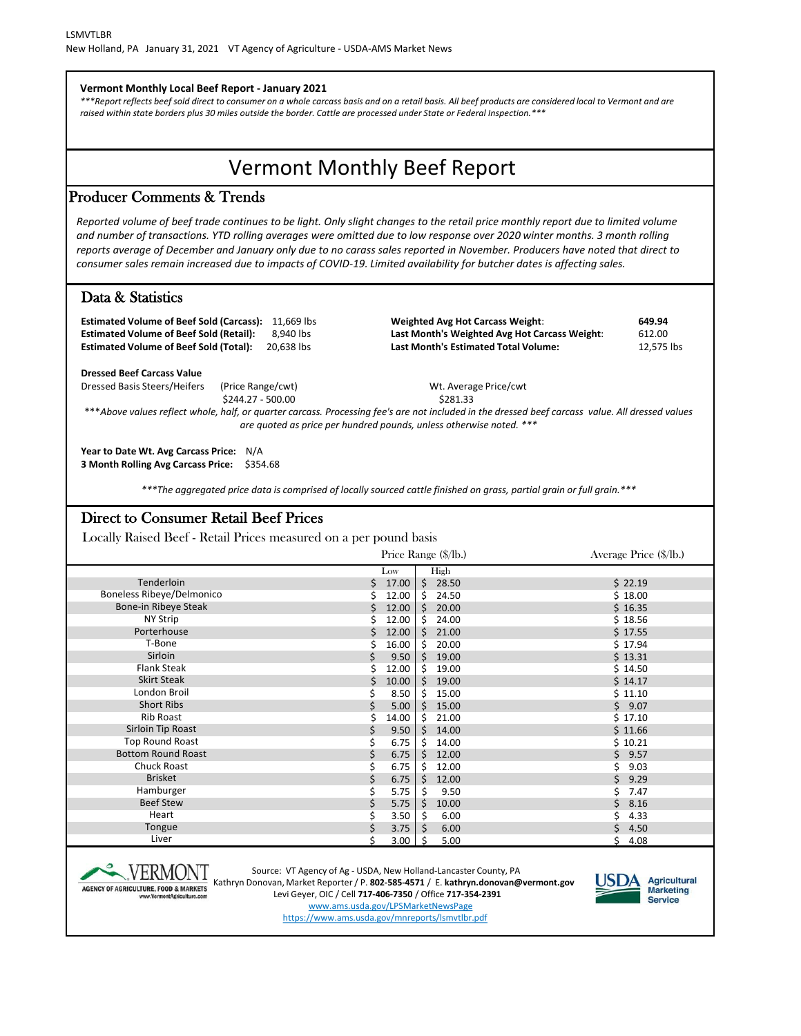LSMVTLBR

New Holland, PA January 31, 2021 VT Agency of Agriculture - USDA-AMS Market News

**Vermont Monthly Local Beef Report - January 2021**

*\*\*\*Report reflects beef sold direct to consumer on a whole carcass basis and on a retail basis. All beef products are considered local to Vermont and are raised within state borders plus 30 miles outside the border. Cattle are processed under State or Federal Inspection.\*\*\**

# Vermont Monthly Beef Report

## Producer Comments & Trends

*Reported volume of beef trade continues to be light. Only slight changes to the retail price monthly report due to limited volume and number of transactions. YTD rolling averages were omitted due to low response over 2020 winter months. 3 month rolling reports average of December and January only due to no carass sales reported in November. Producers have noted that direct to consumer sales remain increased due to impacts of COVID-19. Limited availability for butcher dates is affecting sales.*

## Data & Statistics

**Estimated Volume of Beef Sold (Carcass):** 11,669 lbs
**Estimated Volume of Beef Sold (Retail):** 8,940 lbs
**Estimated Volume of Beef Sold (Total):** 20,638 lbs

**Weighted Avg Hot Carcass Weight:** **649.94**
**Last Month's Weighted Avg Hot Carcass Weight:** 612.00
**Last Month's Estimated Total Volume:** 12,575 lbs

**Dressed Beef Carcass Value**

| Dressed Basis Steers/Heifers | (Price Range/cwt) | Wt. Average Price/cwt |
|---|---|---|
| | $244.27 - 500.00 | $281.33 |

*\*\*\*Above values reflect whole, half, or quarter carcass. Processing fee's are not included in the dressed beef carcass value. All dressed values are quoted as price per hundred pounds, unless otherwise noted. \*\*\**

**Year to Date Wt. Avg Carcass Price:** N/A
**3 Month Rolling Avg Carcass Price:** $354.68

*\*\*\*The aggregated price data is comprised of locally sourced cattle finished on grass, partial grain or full grain.\*\*\**

## Direct to Consumer Retail Beef Prices

Locally Raised Beef - Retail Prices measured on a per pound basis

| | Price Range ($/lb.) | | Average Price ($/lb.) |
|---|---|---|---|
| | Low | High | |
| Tenderloin | $ 17.00 | $ 28.50 | $ 22.19 |
| Boneless Ribeye/Delmonico | $ 12.00 | $ 24.50 | $ 18.00 |
| Bone-in Ribeye Steak | $ 12.00 | $ 20.00 | $ 16.35 |
| NY Strip | $ 12.00 | $ 24.00 | $ 18.56 |
| Porterhouse | $ 12.00 | $ 21.00 | $ 17.55 |
| T-Bone | $ 16.00 | $ 20.00 | $ 17.94 |
| Sirloin | $ 9.50 | $ 19.00 | $ 13.31 |
| Flank Steak | $ 12.00 | $ 19.00 | $ 14.50 |
| Skirt Steak | $ 10.00 | $ 19.00 | $ 14.17 |
| London Broil | $ 8.50 | $ 15.00 | $ 11.10 |
| Short Ribs | $ 5.00 | $ 15.00 | $ 9.07 |
| Rib Roast | $ 14.00 | $ 21.00 | $ 17.10 |
| Sirloin Tip Roast | $ 9.50 | $ 14.00 | $ 11.66 |
| Top Round Roast | $ 6.75 | $ 14.00 | $ 10.21 |
| Bottom Round Roast | $ 6.75 | $ 12.00 | $ 9.57 |
| Chuck Roast | $ 6.75 | $ 12.00 | $ 9.03 |
| Brisket | $ 6.75 | $ 12.00 | $ 9.29 |
| Hamburger | $ 5.75 | $ 9.50 | $ 7.47 |
| Beef Stew | $ 5.75 | $ 10.00 | $ 8.16 |
| Heart | $ 3.50 | $ 6.00 | $ 4.33 |
| Tongue | $ 3.75 | $ 6.00 | $ 4.50 |
| Liver | $ 3.00 | $ 5.00 | $ 4.08 |

Source: VT Agency of Ag - USDA, New Holland-Lancaster County, PA
Kathryn Donovan, Market Reporter / P. **802-585-4571** / E. **kathryn.donovan@vermont.gov**
Levi Geyer, OIC / Cell **717-406-7350** / Office **717-354-2391**
www.ams.usda.gov/LPSMarketNewsPage
https://www.ams.usda.gov/mnreports/lsmvtlbr.pdf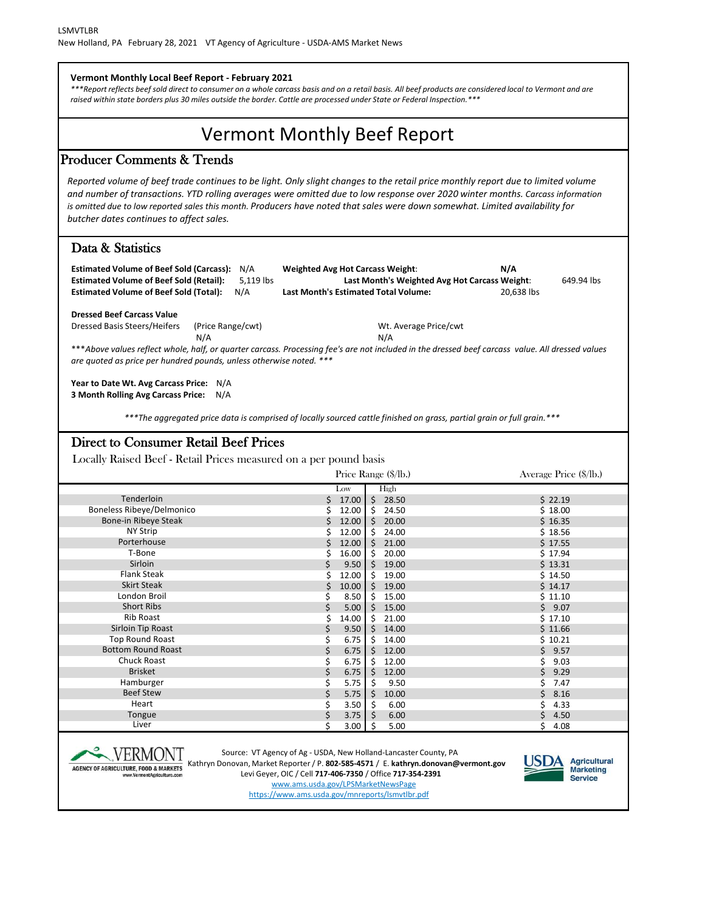LSMVTLBR
New Holland, PA February 28, 2021 VT Agency of Agriculture - USDA-AMS Market News

**Vermont Monthly Local Beef Report - February 2021**

****Report reflects beef sold direct to consumer on a whole carcass basis and on a retail basis. All beef products are considered local to Vermont and are raised within state borders plus 30 miles outside the border. Cattle are processed under State or Federal Inspection.****

# Vermont Monthly Beef Report

## Producer Comments & Trends

*Reported volume of beef trade continues to be light. Only slight changes to the retail price monthly report due to limited volume and number of transactions. YTD rolling averages were omitted due to low response over 2020 winter months. Carcass information is omitted due to low reported sales this month. Producers have noted that sales were down somewhat. Limited availability for butcher dates continues to affect sales.*

## Data & Statistics

**Estimated Volume of Beef Sold (Carcass):** N/A
**Estimated Volume of Beef Sold (Retail):** 5,119 lbs
**Estimated Volume of Beef Sold (Total):** N/A

**Weighted Avg Hot Carcass Weight:** N/A
**Last Month's Weighted Avg Hot Carcass Weight:** 649.94 lbs
**Last Month's Estimated Total Volume:** 20,638 lbs

**Dressed Beef Carcass Value**

| Dressed Basis Steers/Heifers | (Price Range/cwt) | Wt. Average Price/cwt |
|---|---|---|
| | N/A | N/A |

****Above values reflect whole, half, or quarter carcass. Processing fee's are not included in the dressed beef carcass value. All dressed values are quoted as price per hundred pounds, unless otherwise noted.****

**Year to Date Wt. Avg Carcass Price:** N/A
**3 Month Rolling Avg Carcass Price:** N/A

****The aggregated price data is comprised of locally sourced cattle finished on grass, partial grain or full grain.****

## Direct to Consumer Retail Beef Prices

Locally Raised Beef - Retail Prices measured on a per pound basis

| | Price Range ($/lb.) | | Average Price ($/lb.) |
|---|---|---|---|
| | Low | High | |
| Tenderloin | $ 17.00 | $ 28.50 | $ 22.19 |
| Boneless Ribeye/Delmonico | $ 12.00 | $ 24.50 | $ 18.00 |
| Bone-in Ribeye Steak | $ 12.00 | $ 20.00 | $ 16.35 |
| NY Strip | $ 12.00 | $ 24.00 | $ 18.56 |
| Porterhouse | $ 12.00 | $ 21.00 | $ 17.55 |
| T-Bone | $ 16.00 | $ 20.00 | $ 17.94 |
| Sirloin | $ 9.50 | $ 19.00 | $ 13.31 |
| Flank Steak | $ 12.00 | $ 19.00 | $ 14.50 |
| Skirt Steak | $ 10.00 | $ 19.00 | $ 14.17 |
| London Broil | $ 8.50 | $ 15.00 | $ 11.10 |
| Short Ribs | $ 5.00 | $ 15.00 | $ 9.07 |
| Rib Roast | $ 14.00 | $ 21.00 | $ 17.10 |
| Sirloin Tip Roast | $ 9.50 | $ 14.00 | $ 11.66 |
| Top Round Roast | $ 6.75 | $ 14.00 | $ 10.21 |
| Bottom Round Roast | $ 6.75 | $ 12.00 | $ 9.57 |
| Chuck Roast | $ 6.75 | $ 12.00 | $ 9.03 |
| Brisket | $ 6.75 | $ 12.00 | $ 9.29 |
| Hamburger | $ 5.75 | $ 9.50 | $ 7.47 |
| Beef Stew | $ 5.75 | $ 10.00 | $ 8.16 |
| Heart | $ 3.50 | $ 6.00 | $ 4.33 |
| Tongue | $ 3.75 | $ 6.00 | $ 4.50 |
| Liver | $ 3.00 | $ 5.00 | $ 4.08 |

Source: VT Agency of Ag - USDA, New Holland-Lancaster County, PA
Kathryn Donovan, Market Reporter / P. **802-585-4571** / E. **kathryn.donovan@vermont.gov**
Levi Geyer, OIC / Cell **717-406-7350** / Office **717-354-2391**
www.ams.usda.gov/LPSMarketNewsPage
https://www.ams.usda.gov/mnreports/lsmvtlbr.pdf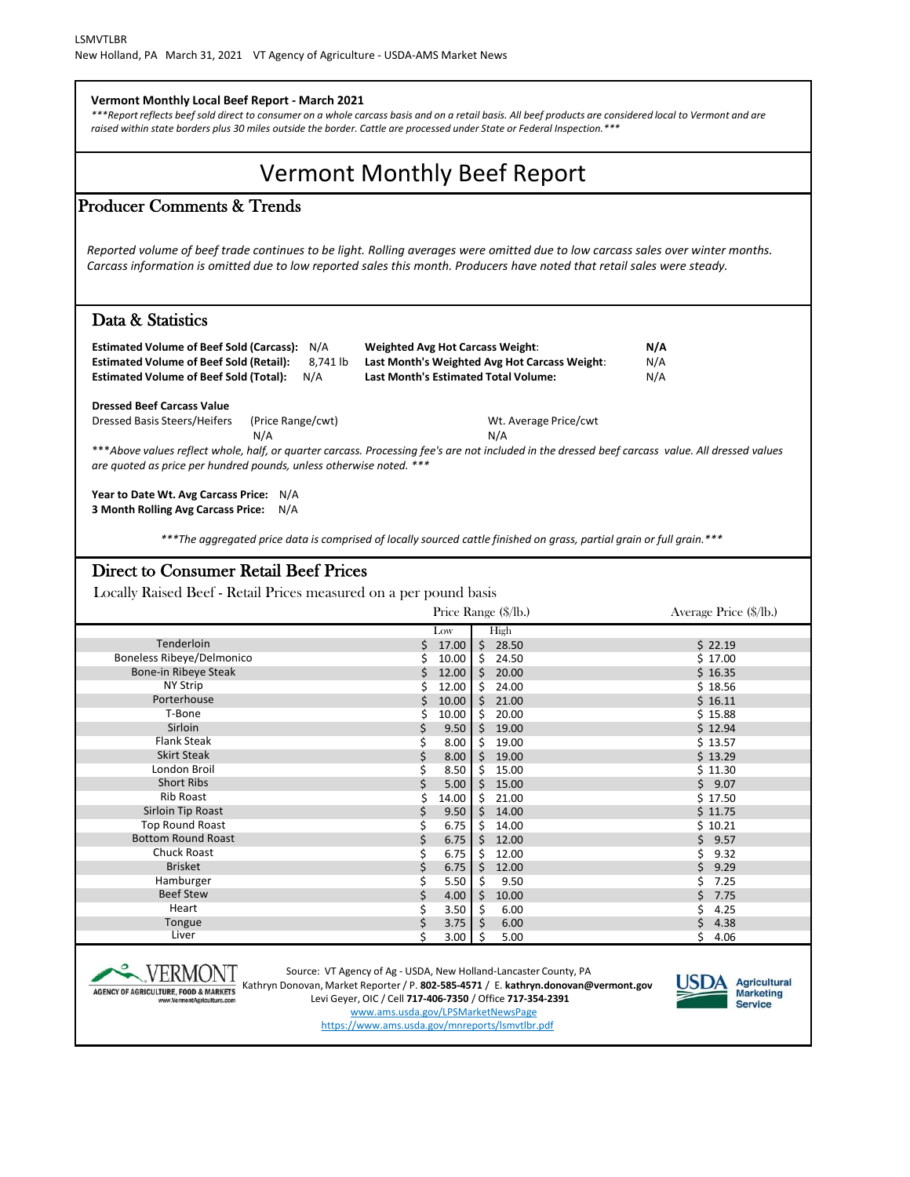LSMVTLBR
New Holland, PA March 31, 2021 VT Agency of Agriculture - USDA-AMS Market News

**Vermont Monthly Local Beef Report - March 2021**

****Report reflects beef sold direct to consumer on a whole carcass basis and on a retail basis. All beef products are considered local to Vermont and are raised within state borders plus 30 miles outside the border. Cattle are processed under State or Federal Inspection.****

# Vermont Monthly Beef Report

## Producer Comments & Trends

*Reported volume of beef trade continues to be light. Rolling averages were omitted due to low carcass sales over winter months. Carcass information is omitted due to low reported sales this month. Producers have noted that retail sales were steady.*

## Data & Statistics

**Estimated Volume of Beef Sold (Carcass):** N/A
**Estimated Volume of Beef Sold (Retail):** 8,741 lb
**Estimated Volume of Beef Sold (Total):** N/A

**Weighted Avg Hot Carcass Weight:** **N/A**
**Last Month's Weighted Avg Hot Carcass Weight:** N/A
**Last Month's Estimated Total Volume:** N/A

**Dressed Beef Carcass Value**

| Dressed Basis Steers/Heifers | (Price Range/cwt) | Wt. Average Price/cwt |
|---|---|---|
| | N/A | N/A |

****Above values reflect whole, half, or quarter carcass. Processing fee's are not included in the dressed beef carcass value. All dressed values are quoted as price per hundred pounds, unless otherwise noted. ****

**Year to Date Wt. Avg Carcass Price:** N/A
**3 Month Rolling Avg Carcass Price:** N/A

****The aggregated price data is comprised of locally sourced cattle finished on grass, partial grain or full grain.****

## Direct to Consumer Retail Beef Prices

Locally Raised Beef - Retail Prices measured on a per pound basis

| | Price Range ($/lb.) | | Average Price ($/lb.) |
|---|---|---|---|
| | Low | High | |
| Tenderloin | $ 17.00 | $ 28.50 | $ 22.19 |
| Boneless Ribeye/Delmonico | $ 10.00 | $ 24.50 | $ 17.00 |
| Bone-in Ribeye Steak | $ 12.00 | $ 20.00 | $ 16.35 |
| NY Strip | $ 12.00 | $ 24.00 | $ 18.56 |
| Porterhouse | $ 10.00 | $ 21.00 | $ 16.11 |
| T-Bone | $ 10.00 | $ 20.00 | $ 15.88 |
| Sirloin | $ 9.50 | $ 19.00 | $ 12.94 |
| Flank Steak | $ 8.00 | $ 19.00 | $ 13.57 |
| Skirt Steak | $ 8.00 | $ 19.00 | $ 13.29 |
| London Broil | $ 8.50 | $ 15.00 | $ 11.30 |
| Short Ribs | $ 5.00 | $ 15.00 | $ 9.07 |
| Rib Roast | $ 14.00 | $ 21.00 | $ 17.50 |
| Sirloin Tip Roast | $ 9.50 | $ 14.00 | $ 11.75 |
| Top Round Roast | $ 6.75 | $ 14.00 | $ 10.21 |
| Bottom Round Roast | $ 6.75 | $ 12.00 | $ 9.57 |
| Chuck Roast | $ 6.75 | $ 12.00 | $ 9.32 |
| Brisket | $ 6.75 | $ 12.00 | $ 9.29 |
| Hamburger | $ 5.50 | $ 9.50 | $ 7.25 |
| Beef Stew | $ 4.00 | $ 10.00 | $ 7.75 |
| Heart | $ 3.50 | $ 6.00 | $ 4.25 |
| Tongue | $ 3.75 | $ 6.00 | $ 4.38 |
| Liver | $ 3.00 | $ 5.00 | $ 4.06 |

VERMONT AGENCY OF AGRICULTURE, FOOD & MARKETS www.VermontAgriculture.com

Source: VT Agency of Ag - USDA, New Holland-Lancaster County, PA
Kathryn Donovan, Market Reporter / P. **802-585-4571** / E. **kathryn.donovan@vermont.gov**
Levi Geyer, OIC / Cell **717-406-7350** / Office **717-354-2391**
www.ams.usda.gov/LPSMarketNewsPage
https://www.ams.usda.gov/mnreports/lsmvtlbr.pdf

USDA Agricultural Marketing Service